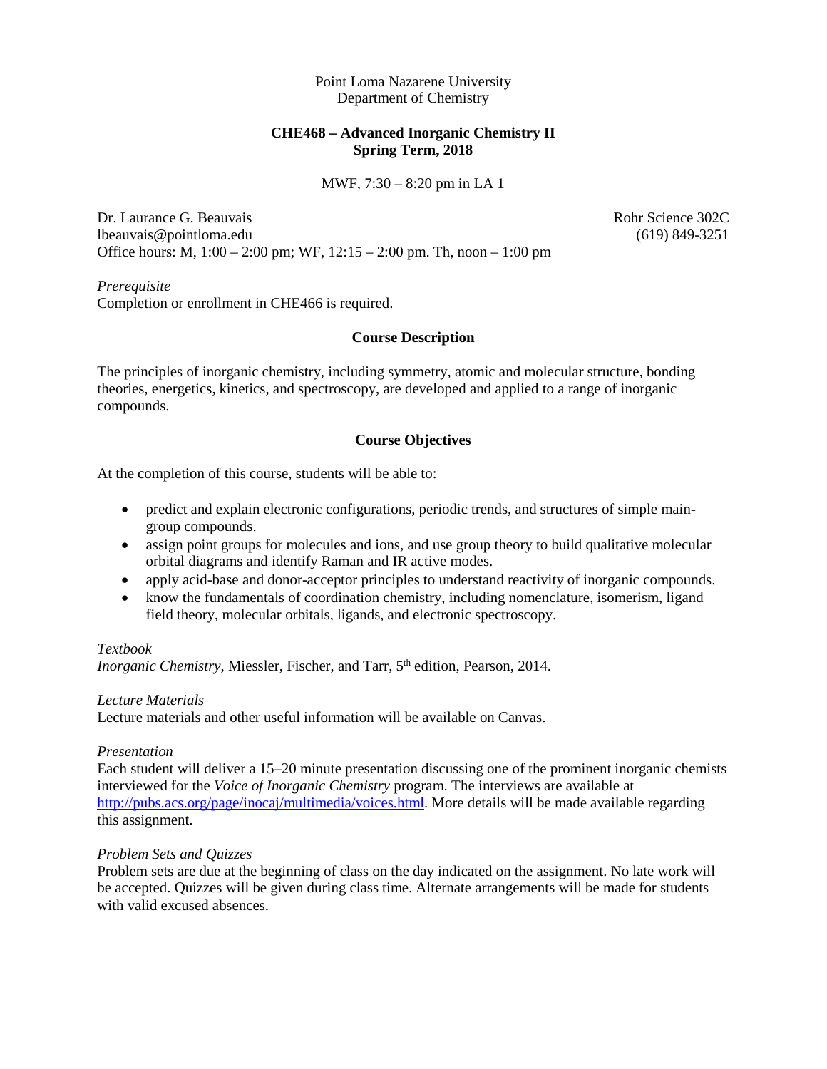Point Loma Nazarene University
Department of Chemistry

**CHE468 – Advanced Inorganic Chemistry II**
**Spring Term, 2018**

MWF, 7:30 – 8:20 pm in LA 1

Dr. Laurance G. Beauvais
lbeauvais@pointloma.edu
Office hours: M, 1:00 – 2:00 pm; WF, 12:15 – 2:00 pm. Th, noon – 1:00 pm

Rohr Science 302C
(619) 849-3251

*Prerequisite*
Completion or enrollment in CHE466 is required.

## Course Description

The principles of inorganic chemistry, including symmetry, atomic and molecular structure, bonding theories, energetics, kinetics, and spectroscopy, are developed and applied to a range of inorganic compounds.

## Course Objectives

At the completion of this course, students will be able to:

- predict and explain electronic configurations, periodic trends, and structures of simple main-group compounds.
- assign point groups for molecules and ions, and use group theory to build qualitative molecular orbital diagrams and identify Raman and IR active modes.
- apply acid-base and donor-acceptor principles to understand reactivity of inorganic compounds.
- know the fundamentals of coordination chemistry, including nomenclature, isomerism, ligand field theory, molecular orbitals, ligands, and electronic spectroscopy.

*Textbook*
*Inorganic Chemistry*, Miessler, Fischer, and Tarr, 5th edition, Pearson, 2014.

*Lecture Materials*
Lecture materials and other useful information will be available on Canvas.

*Presentation*
Each student will deliver a 15–20 minute presentation discussing one of the prominent inorganic chemists interviewed for the *Voice of Inorganic Chemistry* program. The interviews are available at http://pubs.acs.org/page/inocaj/multimedia/voices.html. More details will be made available regarding this assignment.

*Problem Sets and Quizzes*
Problem sets are due at the beginning of class on the day indicated on the assignment. No late work will be accepted. Quizzes will be given during class time. Alternate arrangements will be made for students with valid excused absences.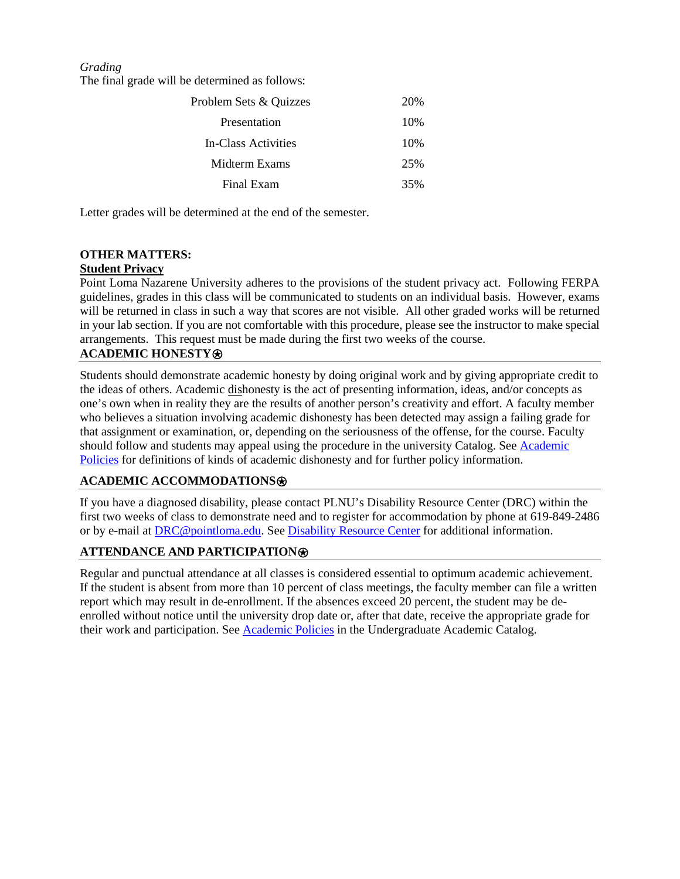*Grading*

The final grade will be determined as follows:

| Component | Weight |
|---|---|
| Problem Sets & Quizzes | 20% |
| Presentation | 10% |
| In-Class Activities | 10% |
| Midterm Exams | 25% |
| Final Exam | 35% |

Letter grades will be determined at the end of the semester.

**OTHER MATTERS:**

**Student Privacy**

Point Loma Nazarene University adheres to the provisions of the student privacy act. Following FERPA guidelines, grades in this class will be communicated to students on an individual basis. However, exams will be returned in class in such a way that scores are not visible. All other graded works will be returned in your lab section. If you are not comfortable with this procedure, please see the instructor to make special arrangements. This request must be made during the first two weeks of the course.

**ACADEMIC HONESTY⍟**

Students should demonstrate academic honesty by doing original work and by giving appropriate credit to the ideas of others. Academic dishonesty is the act of presenting information, ideas, and/or concepts as one's own when in reality they are the results of another person's creativity and effort. A faculty member who believes a situation involving academic dishonesty has been detected may assign a failing grade for that assignment or examination, or, depending on the seriousness of the offense, for the course. Faculty should follow and students may appeal using the procedure in the university Catalog. See Academic Policies for definitions of kinds of academic dishonesty and for further policy information.

**ACADEMIC ACCOMMODATIONS⍟**

If you have a diagnosed disability, please contact PLNU's Disability Resource Center (DRC) within the first two weeks of class to demonstrate need and to register for accommodation by phone at 619-849-2486 or by e-mail at DRC@pointloma.edu. See Disability Resource Center for additional information.

**ATTENDANCE AND PARTICIPATION⍟**

Regular and punctual attendance at all classes is considered essential to optimum academic achievement. If the student is absent from more than 10 percent of class meetings, the faculty member can file a written report which may result in de-enrollment. If the absences exceed 20 percent, the student may be de-enrolled without notice until the university drop date or, after that date, receive the appropriate grade for their work and participation. See Academic Policies in the Undergraduate Academic Catalog.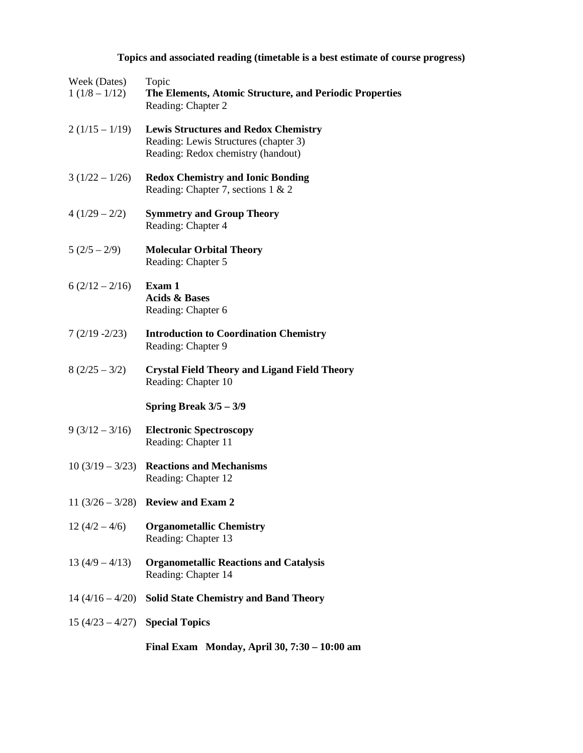**Topics and associated reading (timetable is a best estimate of course progress)**

| Week (Dates) | Topic |
|---|---|
| 1 (1/8 – 1/12) | **The Elements, Atomic Structure, and Periodic Properties**<br>Reading: Chapter 2 |
| 2 (1/15 – 1/19) | **Lewis Structures and Redox Chemistry**<br>Reading: Lewis Structures (chapter 3)<br>Reading: Redox chemistry (handout) |
| 3 (1/22 – 1/26) | **Redox Chemistry and Ionic Bonding**<br>Reading: Chapter 7, sections 1 & 2 |
| 4 (1/29 – 2/2) | **Symmetry and Group Theory**<br>Reading: Chapter 4 |
| 5 (2/5 – 2/9) | **Molecular Orbital Theory**<br>Reading: Chapter 5 |
| 6 (2/12 – 2/16) | **Exam 1**<br>**Acids & Bases**<br>Reading: Chapter 6 |
| 7 (2/19 -2/23) | **Introduction to Coordination Chemistry**<br>Reading: Chapter 9 |
| 8 (2/25 – 3/2) | **Crystal Field Theory and Ligand Field Theory**<br>Reading: Chapter 10 |
| | **Spring Break 3/5 – 3/9** |
| 9 (3/12 – 3/16) | **Electronic Spectroscopy**<br>Reading: Chapter 11 |
| 10 (3/19 – 3/23) | **Reactions and Mechanisms**<br>Reading: Chapter 12 |
| 11 (3/26 – 3/28) | **Review and Exam 2** |
| 12 (4/2 – 4/6) | **Organometallic Chemistry**<br>Reading: Chapter 13 |
| 13 (4/9 – 4/13) | **Organometallic Reactions and Catalysis**<br>Reading: Chapter 14 |
| 14 (4/16 – 4/20) | **Solid State Chemistry and Band Theory** |
| 15 (4/23 – 4/27) | **Special Topics** |
| | **Final Exam Monday, April 30, 7:30 – 10:00 am** |